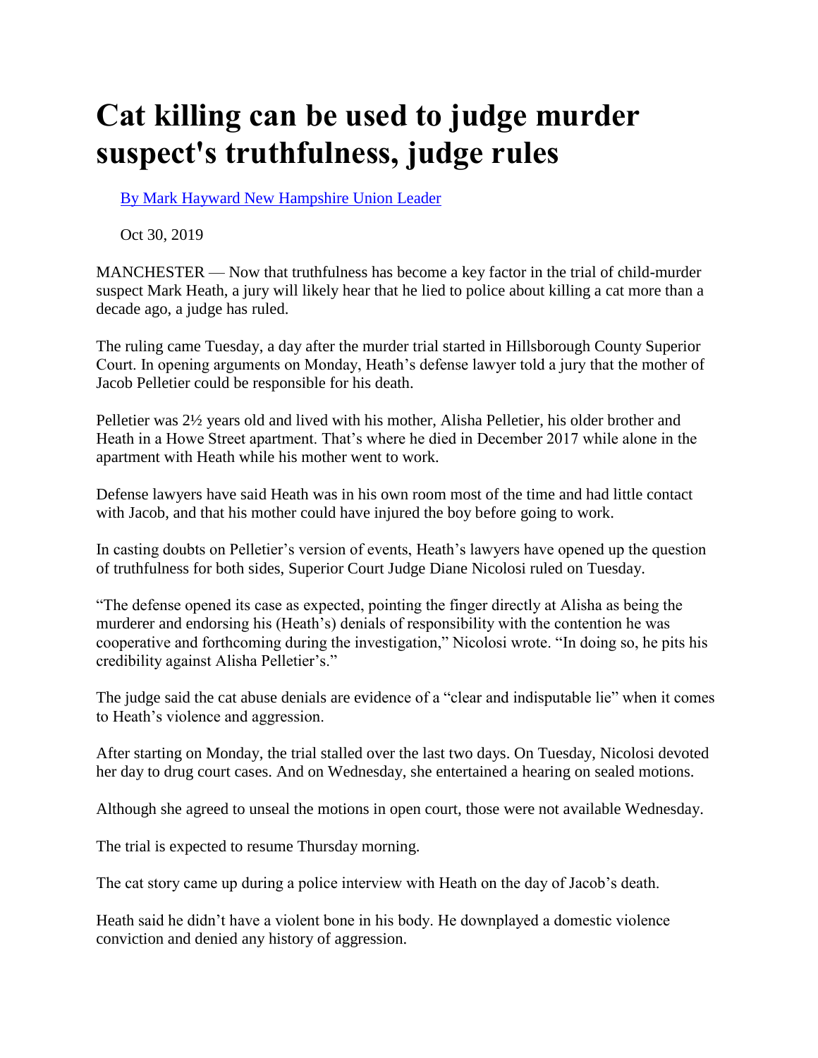# Cat killing can be used to judge murder suspect's truthfulness, judge rules

By Mark Hayward New Hampshire Union Leader

Oct 30, 2019

MANCHESTER — Now that truthfulness has become a key factor in the trial of child-murder suspect Mark Heath, a jury will likely hear that he lied to police about killing a cat more than a decade ago, a judge has ruled.

The ruling came Tuesday, a day after the murder trial started in Hillsborough County Superior Court. In opening arguments on Monday, Heath's defense lawyer told a jury that the mother of Jacob Pelletier could be responsible for his death.

Pelletier was 2½ years old and lived with his mother, Alisha Pelletier, his older brother and Heath in a Howe Street apartment. That's where he died in December 2017 while alone in the apartment with Heath while his mother went to work.

Defense lawyers have said Heath was in his own room most of the time and had little contact with Jacob, and that his mother could have injured the boy before going to work.

In casting doubts on Pelletier's version of events, Heath's lawyers have opened up the question of truthfulness for both sides, Superior Court Judge Diane Nicolosi ruled on Tuesday.

"The defense opened its case as expected, pointing the finger directly at Alisha as being the murderer and endorsing his (Heath's) denials of responsibility with the contention he was cooperative and forthcoming during the investigation," Nicolosi wrote. "In doing so, he pits his credibility against Alisha Pelletier's."

The judge said the cat abuse denials are evidence of a "clear and indisputable lie" when it comes to Heath's violence and aggression.

After starting on Monday, the trial stalled over the last two days. On Tuesday, Nicolosi devoted her day to drug court cases. And on Wednesday, she entertained a hearing on sealed motions.

Although she agreed to unseal the motions in open court, those were not available Wednesday.

The trial is expected to resume Thursday morning.

The cat story came up during a police interview with Heath on the day of Jacob's death.

Heath said he didn't have a violent bone in his body. He downplayed a domestic violence conviction and denied any history of aggression.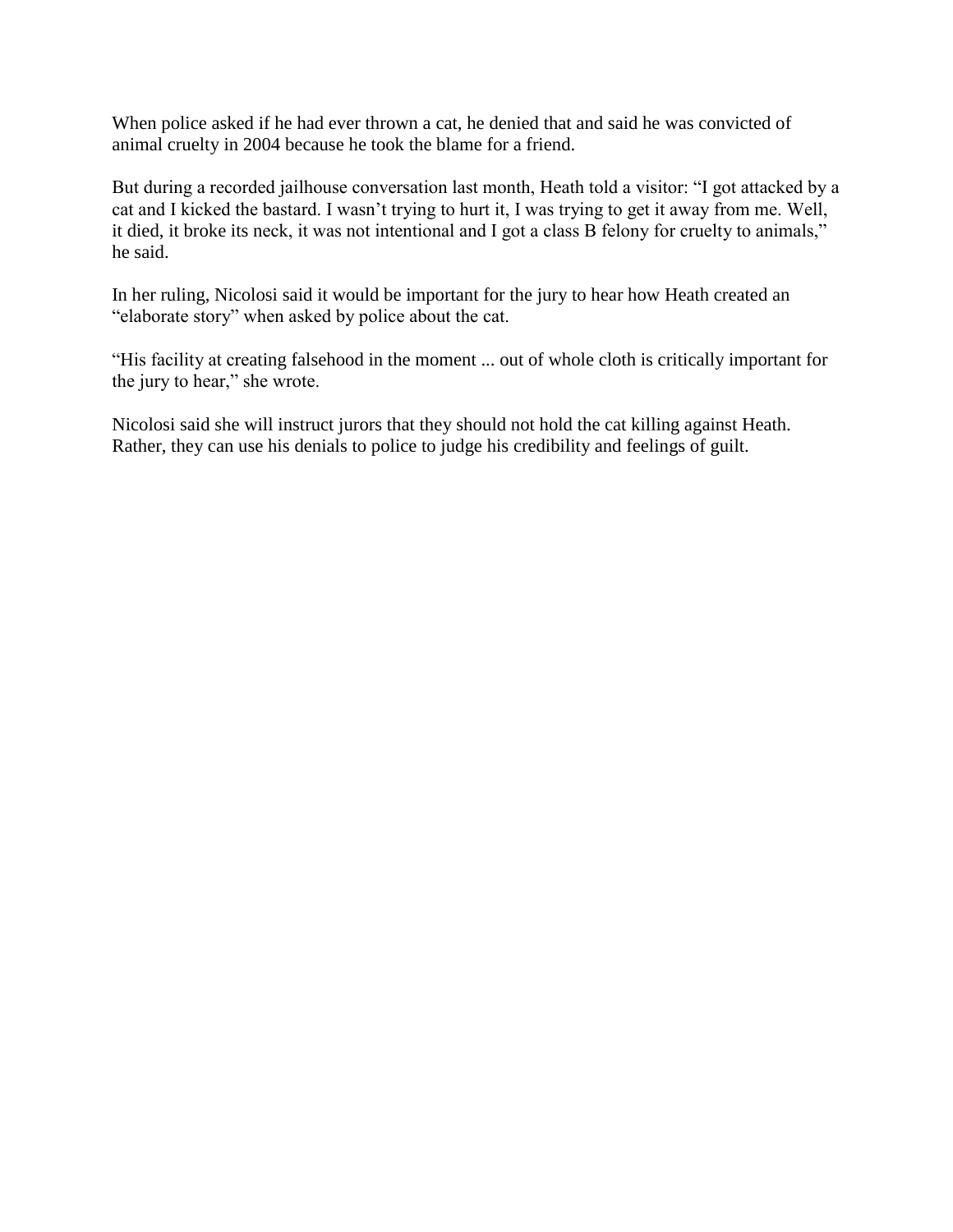When police asked if he had ever thrown a cat, he denied that and said he was convicted of animal cruelty in 2004 because he took the blame for a friend.

But during a recorded jailhouse conversation last month, Heath told a visitor: "I got attacked by a cat and I kicked the bastard. I wasn't trying to hurt it, I was trying to get it away from me. Well, it died, it broke its neck, it was not intentional and I got a class B felony for cruelty to animals," he said.

In her ruling, Nicolosi said it would be important for the jury to hear how Heath created an "elaborate story" when asked by police about the cat.

"His facility at creating falsehood in the moment ... out of whole cloth is critically important for the jury to hear," she wrote.

Nicolosi said she will instruct jurors that they should not hold the cat killing against Heath. Rather, they can use his denials to police to judge his credibility and feelings of guilt.